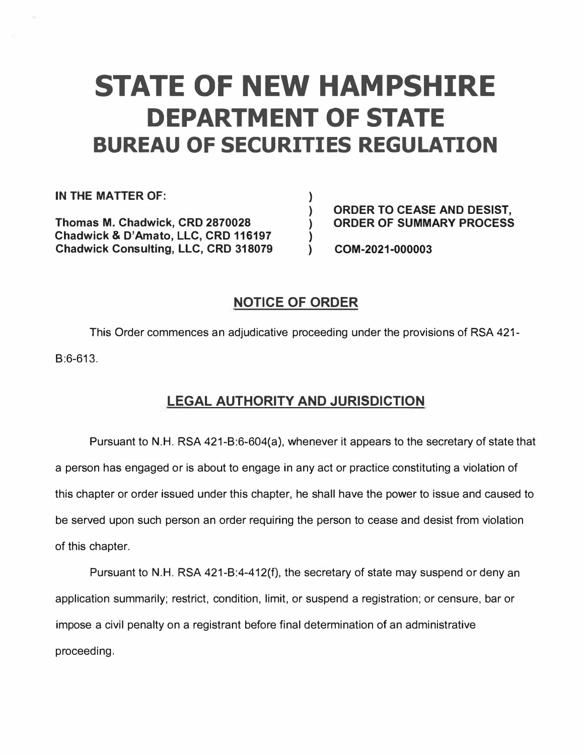# STATE OF NEW HAMPSHIRE
# DEPARTMENT OF STATE
## BUREAU OF SECURITIES REGULATION

| | | |
|---|---|---|
| **IN THE MATTER OF:** | ) | |
| | ) | **ORDER TO CEASE AND DESIST,** |
| **Thomas M. Chadwick, CRD 2870028** | ) | **ORDER OF SUMMARY PROCESS** |
| **Chadwick & D'Amato, LLC, CRD 116197** | ) | |
| **Chadwick Consulting, LLC, CRD 318079** | ) | **COM-2021-000003** |

### NOTICE OF ORDER

This Order commences an adjudicative proceeding under the provisions of RSA 421-B:6-613.

### LEGAL AUTHORITY AND JURISDICTION

Pursuant to N.H. RSA 421-B:6-604(a), whenever it appears to the secretary of state that a person has engaged or is about to engage in any act or practice constituting a violation of this chapter or order issued under this chapter, he shall have the power to issue and caused to be served upon such person an order requiring the person to cease and desist from violation of this chapter.

Pursuant to N.H. RSA 421-B:4-412(f), the secretary of state may suspend or deny an application summarily; restrict, condition, limit, or suspend a registration; or censure, bar or impose a civil penalty on a registrant before final determination of an administrative proceeding.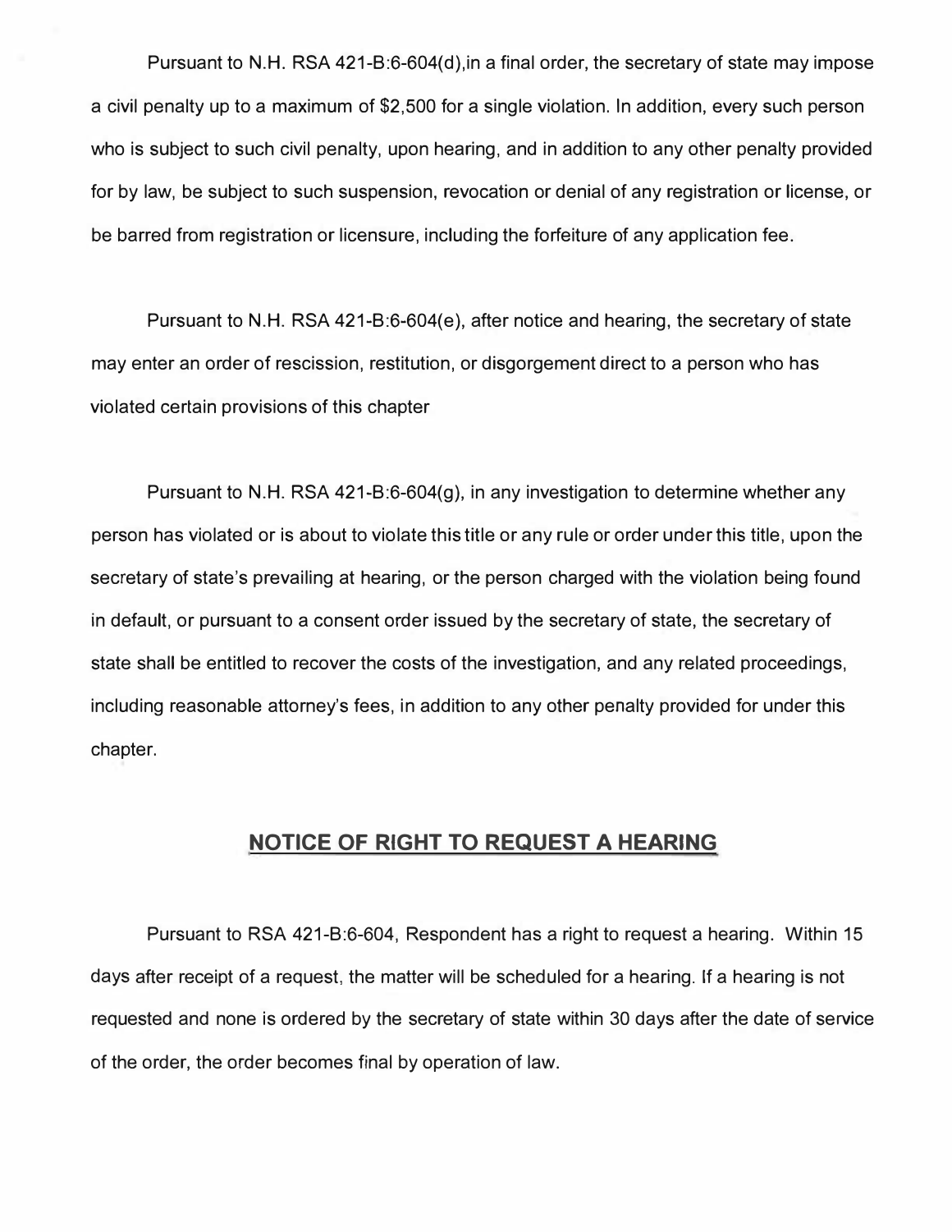Pursuant to N.H. RSA 421-B:6-604(d),in a final order, the secretary of state may impose a civil penalty up to a maximum of $2,500 for a single violation. In addition, every such person who is subject to such civil penalty, upon hearing, and in addition to any other penalty provided for by law, be subject to such suspension, revocation or denial of any registration or license, or be barred from registration or licensure, including the forfeiture of any application fee.

Pursuant to N.H. RSA 421-B:6-604(e), after notice and hearing, the secretary of state may enter an order of rescission, restitution, or disgorgement direct to a person who has violated certain provisions of this chapter

Pursuant to N.H. RSA 421-B:6-604(g), in any investigation to determine whether any person has violated or is about to violate this title or any rule or order under this title, upon the secretary of state's prevailing at hearing, or the person charged with the violation being found in default, or pursuant to a consent order issued by the secretary of state, the secretary of state shall be entitled to recover the costs of the investigation, and any related proceedings, including reasonable attorney's fees, in addition to any other penalty provided for under this chapter.

## NOTICE OF RIGHT TO REQUEST A HEARING

Pursuant to RSA 421-B:6-604, Respondent has a right to request a hearing. Within 15 days after receipt of a request, the matter will be scheduled for a hearing. If a hearing is not requested and none is ordered by the secretary of state within 30 days after the date of service of the order, the order becomes final by operation of law.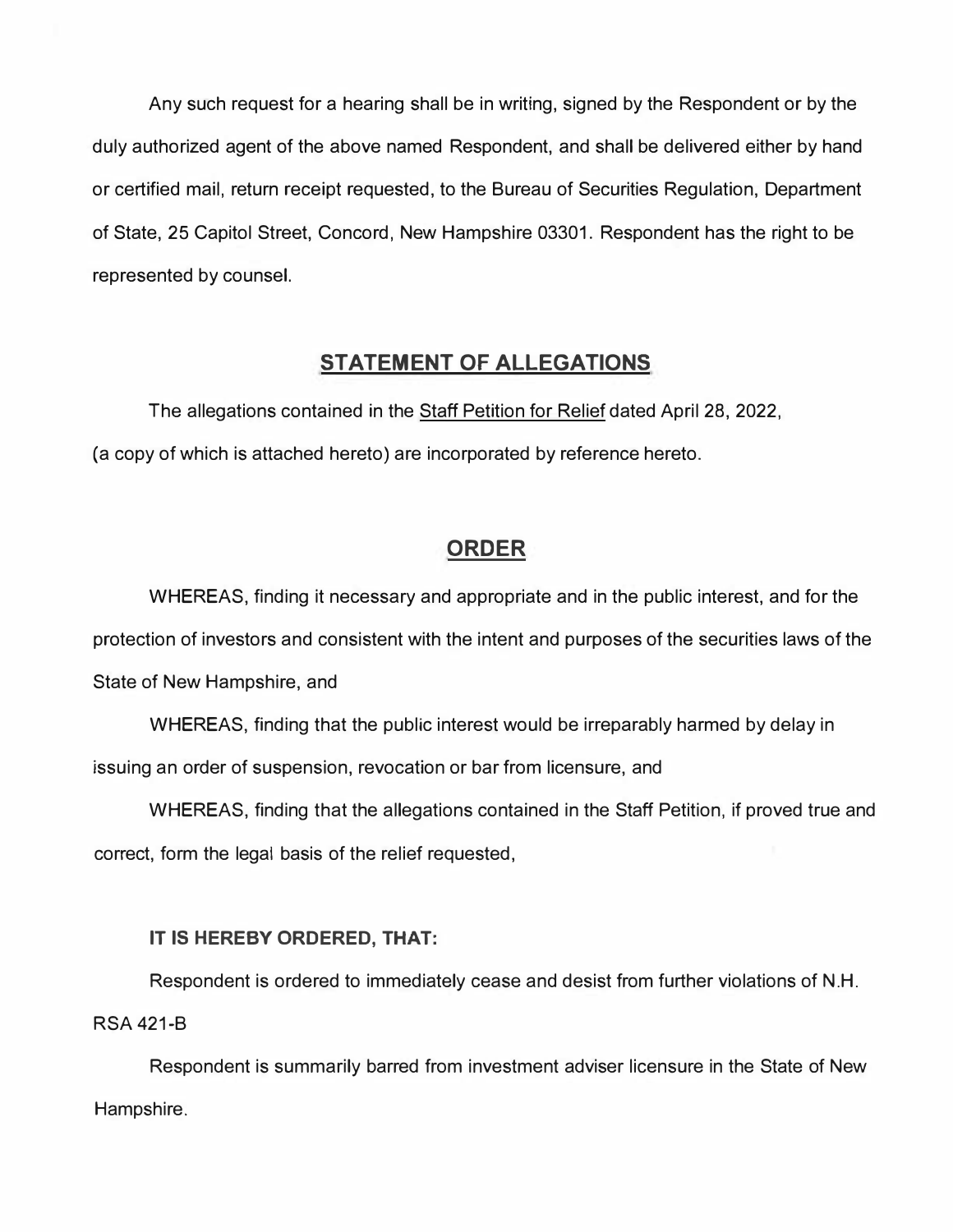Any such request for a hearing shall be in writing, signed by the Respondent or by the duly authorized agent of the above named Respondent, and shall be delivered either by hand or certified mail, return receipt requested, to the Bureau of Securities Regulation, Department of State, 25 Capitol Street, Concord, New Hampshire 03301. Respondent has the right to be represented by counsel.

## STATEMENT OF ALLEGATIONS

The allegations contained in the Staff Petition for Relief dated April 28, 2022, (a copy of which is attached hereto) are incorporated by reference hereto.

## ORDER

WHEREAS, finding it necessary and appropriate and in the public interest, and for the protection of investors and consistent with the intent and purposes of the securities laws of the State of New Hampshire, and

WHEREAS, finding that the public interest would be irreparably harmed by delay in issuing an order of suspension, revocation or bar from licensure, and

WHEREAS, finding that the allegations contained in the Staff Petition, if proved true and correct, form the legal basis of the relief requested,

**IT IS HEREBY ORDERED, THAT:**

Respondent is ordered to immediately cease and desist from further violations of N.H. RSA 421-B

Respondent is summarily barred from investment adviser licensure in the State of New Hampshire.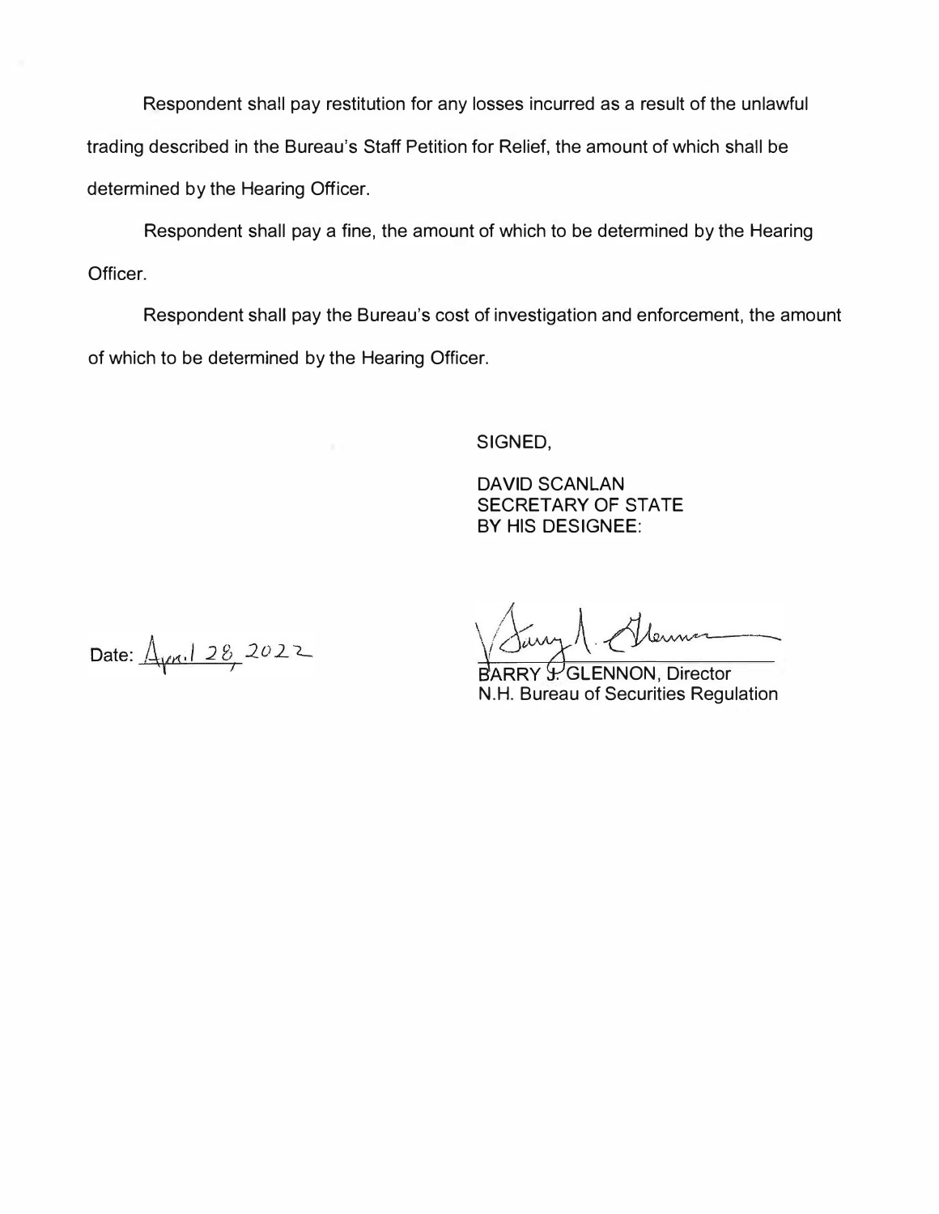Respondent shall pay restitution for any losses incurred as a result of the unlawful trading described in the Bureau's Staff Petition for Relief, the amount of which shall be determined by the Hearing Officer.

Respondent shall pay a fine, the amount of which to be determined by the Hearing Officer.

Respondent shall pay the Bureau's cost of investigation and enforcement, the amount of which to be determined by the Hearing Officer.

SIGNED,

DAVID SCANLAN
SECRETARY OF STATE
BY HIS DESIGNEE:

Date: April 28, 2022

BARRY J. GLENNON, Director
N.H. Bureau of Securities Regulation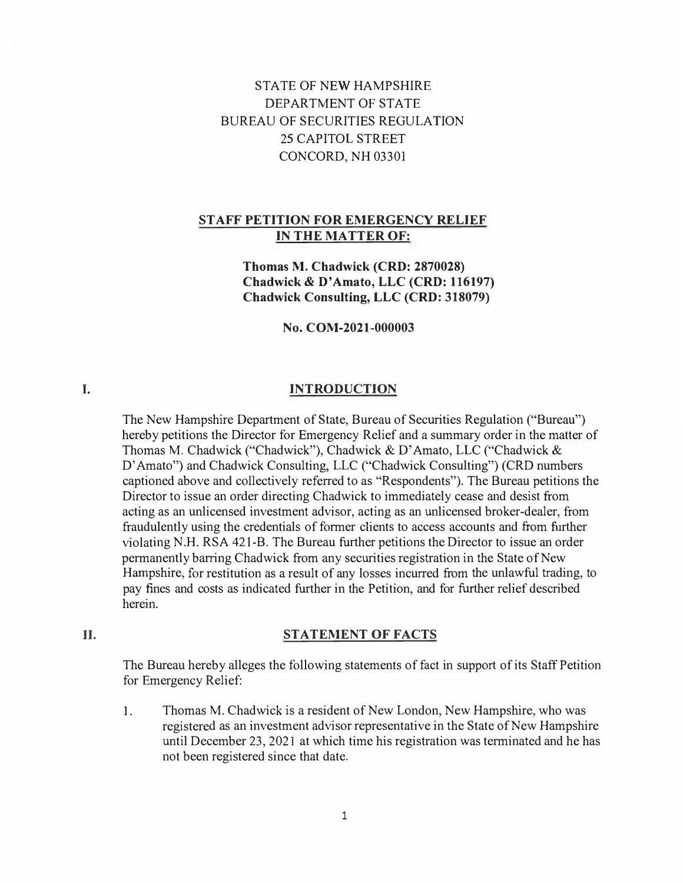STATE OF NEW HAMPSHIRE
DEPARTMENT OF STATE
BUREAU OF SECURITIES REGULATION
25 CAPITOL STREET
CONCORD, NH 03301

**STAFF PETITION FOR EMERGENCY RELIEF**
**IN THE MATTER OF:**

**Thomas M. Chadwick (CRD: 2870028)**
**Chadwick & D'Amato, LLC (CRD: 116197)**
**Chadwick Consulting, LLC (CRD: 318079)**

**No. COM-2021-000003**

## I. INTRODUCTION

The New Hampshire Department of State, Bureau of Securities Regulation ("Bureau") hereby petitions the Director for Emergency Relief and a summary order in the matter of Thomas M. Chadwick ("Chadwick"), Chadwick & D'Amato, LLC ("Chadwick & D'Amato") and Chadwick Consulting, LLC ("Chadwick Consulting") (CRD numbers captioned above and collectively referred to as "Respondents"). The Bureau petitions the Director to issue an order directing Chadwick to immediately cease and desist from acting as an unlicensed investment advisor, acting as an unlicensed broker-dealer, from fraudulently using the credentials of former clients to access accounts and from further violating N.H. RSA 421-B. The Bureau further petitions the Director to issue an order permanently barring Chadwick from any securities registration in the State of New Hampshire, for restitution as a result of any losses incurred from the unlawful trading, to pay fines and costs as indicated further in the Petition, and for further relief described herein.

## II. STATEMENT OF FACTS

The Bureau hereby alleges the following statements of fact in support of its Staff Petition for Emergency Relief:

1. Thomas M. Chadwick is a resident of New London, New Hampshire, who was registered as an investment advisor representative in the State of New Hampshire until December 23, 2021 at which time his registration was terminated and he has not been registered since that date.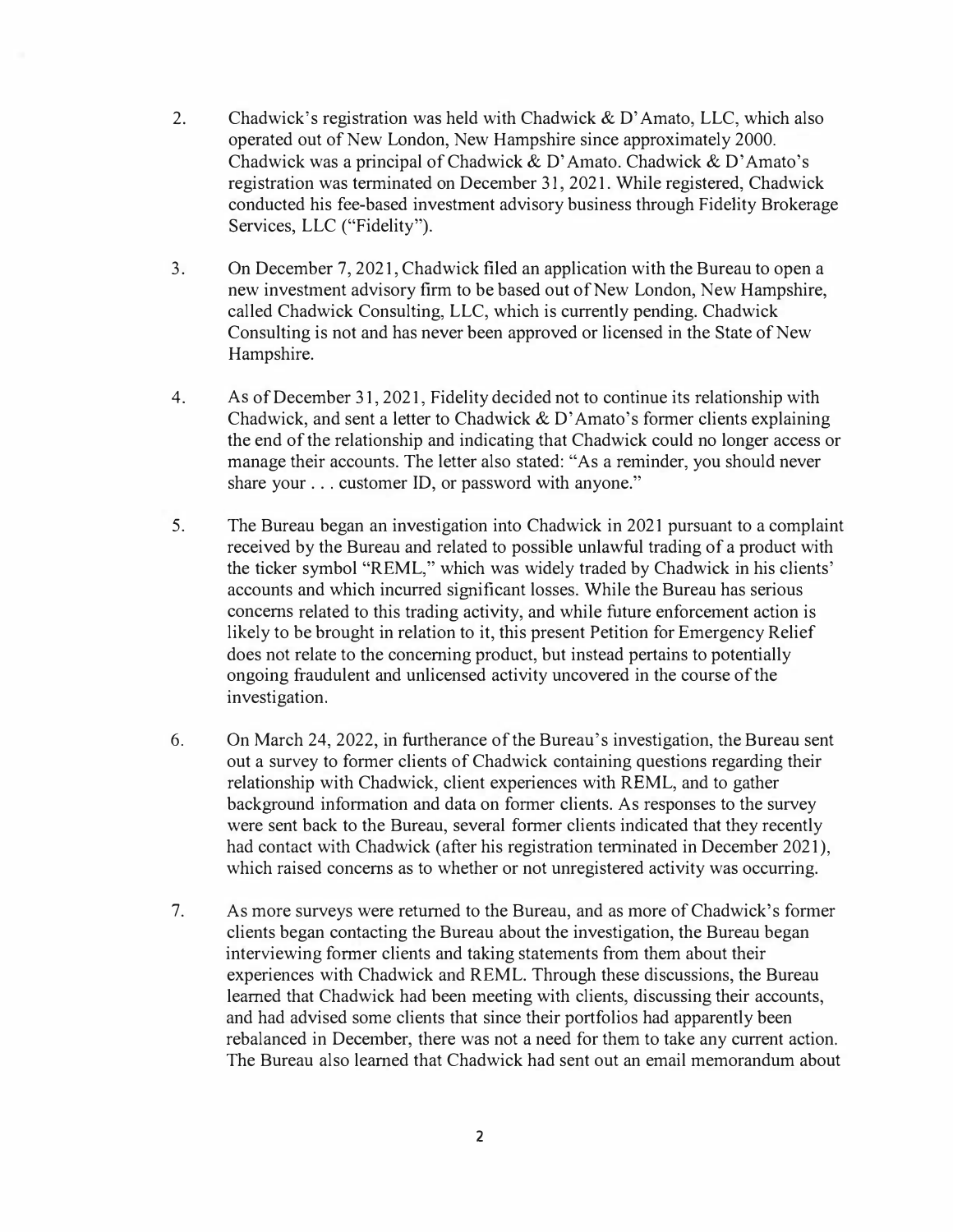2. Chadwick's registration was held with Chadwick & D'Amato, LLC, which also operated out of New London, New Hampshire since approximately 2000. Chadwick was a principal of Chadwick & D'Amato. Chadwick & D'Amato's registration was terminated on December 31, 2021. While registered, Chadwick conducted his fee-based investment advisory business through Fidelity Brokerage Services, LLC ("Fidelity").

3. On December 7, 2021, Chadwick filed an application with the Bureau to open a new investment advisory firm to be based out of New London, New Hampshire, called Chadwick Consulting, LLC, which is currently pending. Chadwick Consulting is not and has never been approved or licensed in the State of New Hampshire.

4. As of December 31, 2021, Fidelity decided not to continue its relationship with Chadwick, and sent a letter to Chadwick & D'Amato's former clients explaining the end of the relationship and indicating that Chadwick could no longer access or manage their accounts. The letter also stated: "As a reminder, you should never share your . . . customer ID, or password with anyone."

5. The Bureau began an investigation into Chadwick in 2021 pursuant to a complaint received by the Bureau and related to possible unlawful trading of a product with the ticker symbol "REML," which was widely traded by Chadwick in his clients' accounts and which incurred significant losses. While the Bureau has serious concerns related to this trading activity, and while future enforcement action is likely to be brought in relation to it, this present Petition for Emergency Relief does not relate to the concerning product, but instead pertains to potentially ongoing fraudulent and unlicensed activity uncovered in the course of the investigation.

6. On March 24, 2022, in furtherance of the Bureau's investigation, the Bureau sent out a survey to former clients of Chadwick containing questions regarding their relationship with Chadwick, client experiences with REML, and to gather background information and data on former clients. As responses to the survey were sent back to the Bureau, several former clients indicated that they recently had contact with Chadwick (after his registration terminated in December 2021), which raised concerns as to whether or not unregistered activity was occurring.

7. As more surveys were returned to the Bureau, and as more of Chadwick's former clients began contacting the Bureau about the investigation, the Bureau began interviewing former clients and taking statements from them about their experiences with Chadwick and REML. Through these discussions, the Bureau learned that Chadwick had been meeting with clients, discussing their accounts, and had advised some clients that since their portfolios had apparently been rebalanced in December, there was not a need for them to take any current action. The Bureau also learned that Chadwick had sent out an email memorandum about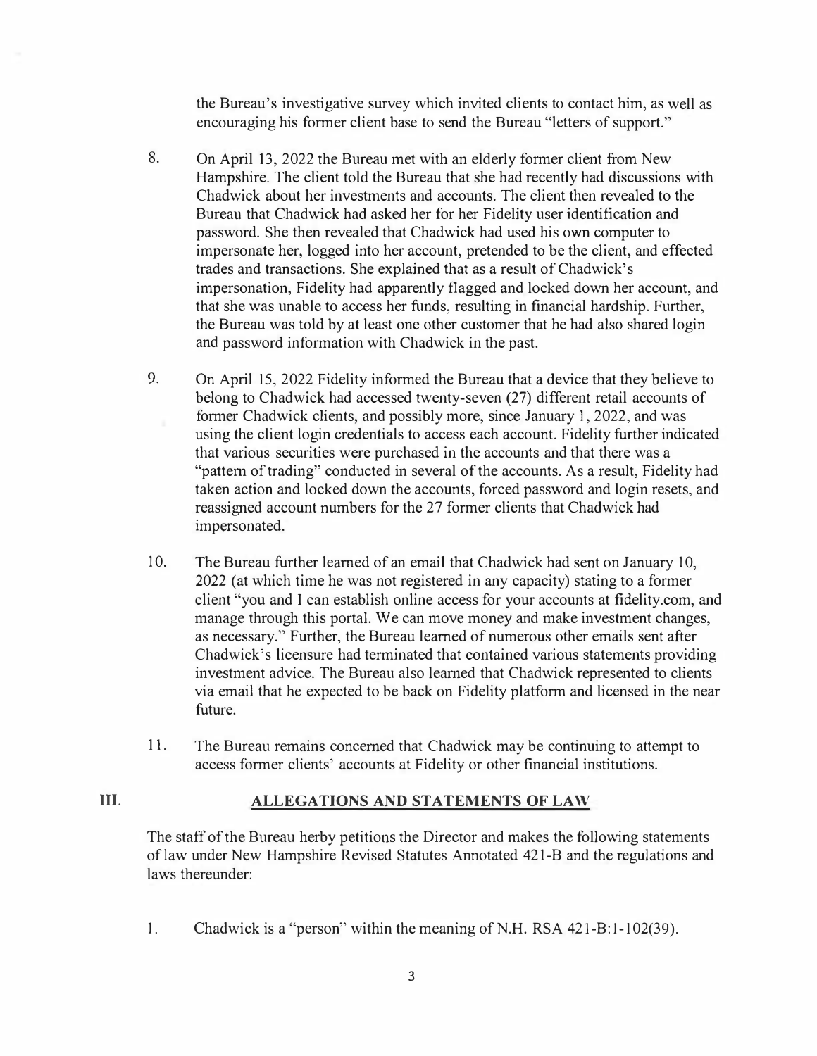the Bureau's investigative survey which invited clients to contact him, as well as encouraging his former client base to send the Bureau "letters of support."

8. On April 13, 2022 the Bureau met with an elderly former client from New Hampshire. The client told the Bureau that she had recently had discussions with Chadwick about her investments and accounts. The client then revealed to the Bureau that Chadwick had asked her for her Fidelity user identification and password. She then revealed that Chadwick had used his own computer to impersonate her, logged into her account, pretended to be the client, and effected trades and transactions. She explained that as a result of Chadwick's impersonation, Fidelity had apparently flagged and locked down her account, and that she was unable to access her funds, resulting in financial hardship. Further, the Bureau was told by at least one other customer that he had also shared login and password information with Chadwick in the past.

9. On April 15, 2022 Fidelity informed the Bureau that a device that they believe to belong to Chadwick had accessed twenty-seven (27) different retail accounts of former Chadwick clients, and possibly more, since January 1, 2022, and was using the client login credentials to access each account. Fidelity further indicated that various securities were purchased in the accounts and that there was a "pattern of trading" conducted in several of the accounts. As a result, Fidelity had taken action and locked down the accounts, forced password and login resets, and reassigned account numbers for the 27 former clients that Chadwick had impersonated.

10. The Bureau further learned of an email that Chadwick had sent on January 10, 2022 (at which time he was not registered in any capacity) stating to a former client "you and I can establish online access for your accounts at fidelity.com, and manage through this portal. We can move money and make investment changes, as necessary." Further, the Bureau learned of numerous other emails sent after Chadwick's licensure had terminated that contained various statements providing investment advice. The Bureau also learned that Chadwick represented to clients via email that he expected to be back on Fidelity platform and licensed in the near future.

11. The Bureau remains concerned that Chadwick may be continuing to attempt to access former clients' accounts at Fidelity or other financial institutions.

## III. ALLEGATIONS AND STATEMENTS OF LAW

The staff of the Bureau herby petitions the Director and makes the following statements of law under New Hampshire Revised Statutes Annotated 421-B and the regulations and laws thereunder:

1. Chadwick is a "person" within the meaning of N.H. RSA 421-B:1-102(39).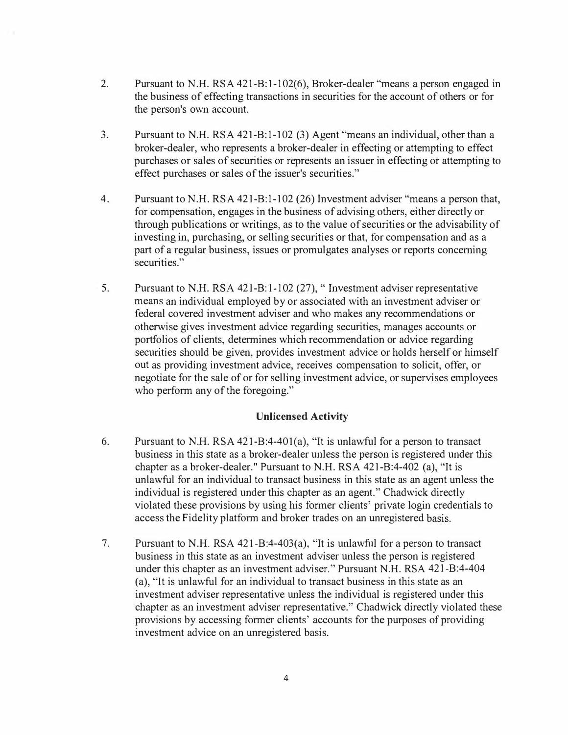2. Pursuant to N.H. RSA 421-B:1-102(6), Broker-dealer "means a person engaged in the business of effecting transactions in securities for the account of others or for the person's own account.

3. Pursuant to N.H. RSA 421-B:1-102 (3) Agent "means an individual, other than a broker-dealer, who represents a broker-dealer in effecting or attempting to effect purchases or sales of securities or represents an issuer in effecting or attempting to effect purchases or sales of the issuer's securities."

4. Pursuant to N.H. RSA 421-B:1-102 (26) Investment adviser "means a person that, for compensation, engages in the business of advising others, either directly or through publications or writings, as to the value of securities or the advisability of investing in, purchasing, or selling securities or that, for compensation and as a part of a regular business, issues or promulgates analyses or reports concerning securities."

5. Pursuant to N.H. RSA 421-B:1-102 (27), " Investment adviser representative means an individual employed by or associated with an investment adviser or federal covered investment adviser and who makes any recommendations or otherwise gives investment advice regarding securities, manages accounts or portfolios of clients, determines which recommendation or advice regarding securities should be given, provides investment advice or holds herself or himself out as providing investment advice, receives compensation to solicit, offer, or negotiate for the sale of or for selling investment advice, or supervises employees who perform any of the foregoing."

### Unlicensed Activity

6. Pursuant to N.H. RSA 421-B:4-401(a), "It is unlawful for a person to transact business in this state as a broker-dealer unless the person is registered under this chapter as a broker-dealer." Pursuant to N.H. RSA 421-B:4-402 (a), "It is unlawful for an individual to transact business in this state as an agent unless the individual is registered under this chapter as an agent." Chadwick directly violated these provisions by using his former clients' private login credentials to access the Fidelity platform and broker trades on an unregistered basis.

7. Pursuant to N.H. RSA 421-B:4-403(a), "It is unlawful for a person to transact business in this state as an investment adviser unless the person is registered under this chapter as an investment adviser." Pursuant N.H. RSA 421-B:4-404 (a), "It is unlawful for an individual to transact business in this state as an investment adviser representative unless the individual is registered under this chapter as an investment adviser representative." Chadwick directly violated these provisions by accessing former clients' accounts for the purposes of providing investment advice on an unregistered basis.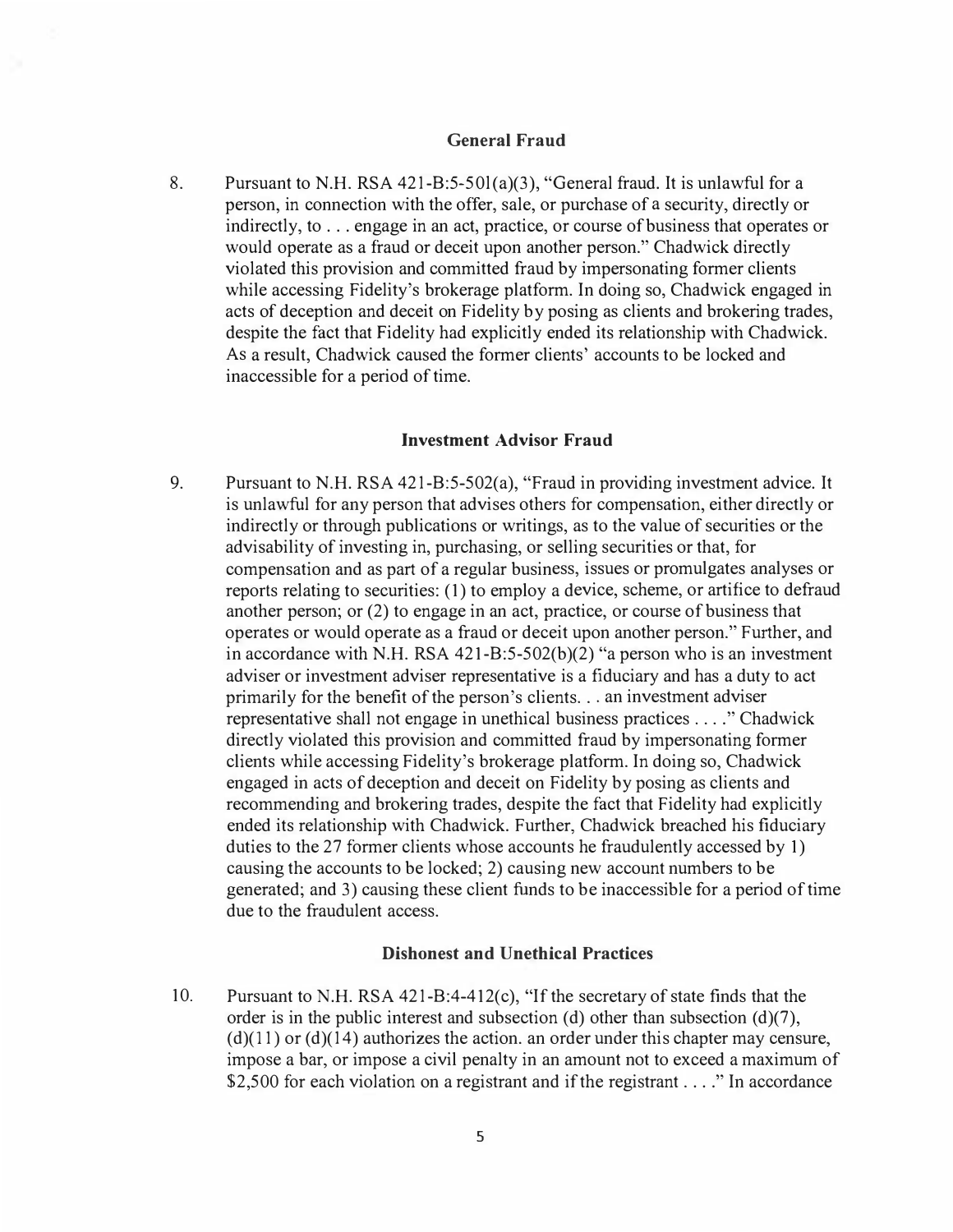### General Fraud

8. Pursuant to N.H. RSA 421-B:5-501(a)(3), "General fraud. It is unlawful for a person, in connection with the offer, sale, or purchase of a security, directly or indirectly, to . . . engage in an act, practice, or course of business that operates or would operate as a fraud or deceit upon another person." Chadwick directly violated this provision and committed fraud by impersonating former clients while accessing Fidelity's brokerage platform. In doing so, Chadwick engaged in acts of deception and deceit on Fidelity by posing as clients and brokering trades, despite the fact that Fidelity had explicitly ended its relationship with Chadwick. As a result, Chadwick caused the former clients' accounts to be locked and inaccessible for a period of time.

### Investment Advisor Fraud

9. Pursuant to N.H. RSA 421-B:5-502(a), "Fraud in providing investment advice. It is unlawful for any person that advises others for compensation, either directly or indirectly or through publications or writings, as to the value of securities or the advisability of investing in, purchasing, or selling securities or that, for compensation and as part of a regular business, issues or promulgates analyses or reports relating to securities: (1) to employ a device, scheme, or artifice to defraud another person; or (2) to engage in an act, practice, or course of business that operates or would operate as a fraud or deceit upon another person." Further, and in accordance with N.H. RSA 421-B:5-502(b)(2) "a person who is an investment adviser or investment adviser representative is a fiduciary and has a duty to act primarily for the benefit of the person's clients. . . an investment adviser representative shall not engage in unethical business practices . . . ." Chadwick directly violated this provision and committed fraud by impersonating former clients while accessing Fidelity's brokerage platform. In doing so, Chadwick engaged in acts of deception and deceit on Fidelity by posing as clients and recommending and brokering trades, despite the fact that Fidelity had explicitly ended its relationship with Chadwick. Further, Chadwick breached his fiduciary duties to the 27 former clients whose accounts he fraudulently accessed by 1) causing the accounts to be locked; 2) causing new account numbers to be generated; and 3) causing these client funds to be inaccessible for a period of time due to the fraudulent access.

### Dishonest and Unethical Practices

10. Pursuant to N.H. RSA 421-B:4-412(c), "If the secretary of state finds that the order is in the public interest and subsection (d) other than subsection (d)(7), (d)(11) or (d)(14) authorizes the action. an order under this chapter may censure, impose a bar, or impose a civil penalty in an amount not to exceed a maximum of $2,500 for each violation on a registrant and if the registrant . . . ." In accordance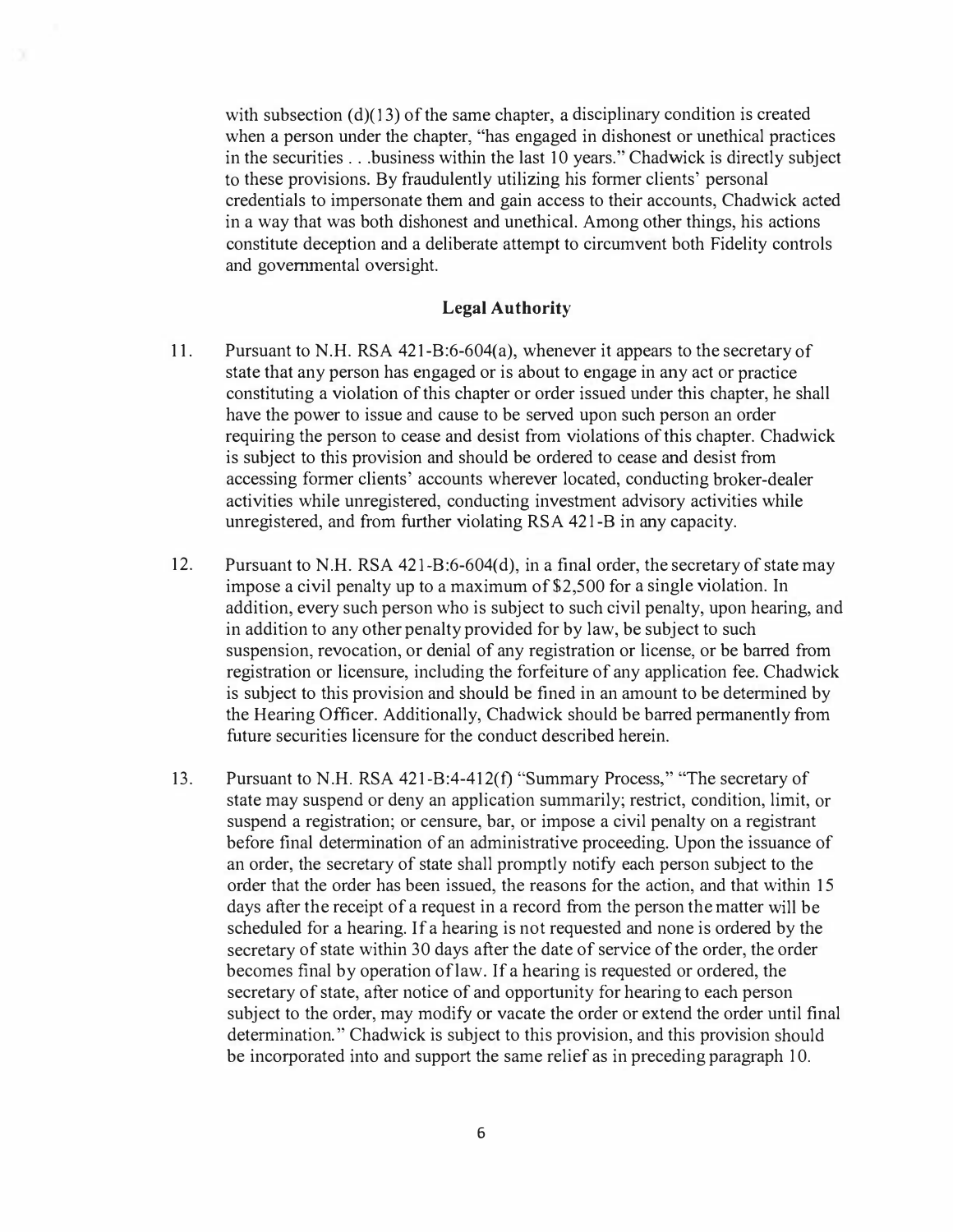with subsection (d)(13) of the same chapter, a disciplinary condition is created when a person under the chapter, "has engaged in dishonest or unethical practices in the securities . . .business within the last 10 years." Chadwick is directly subject to these provisions. By fraudulently utilizing his former clients' personal credentials to impersonate them and gain access to their accounts, Chadwick acted in a way that was both dishonest and unethical. Among other things, his actions constitute deception and a deliberate attempt to circumvent both Fidelity controls and governmental oversight.

## Legal Authority

11. Pursuant to N.H. RSA 421-B:6-604(a), whenever it appears to the secretary of state that any person has engaged or is about to engage in any act or practice constituting a violation of this chapter or order issued under this chapter, he shall have the power to issue and cause to be served upon such person an order requiring the person to cease and desist from violations of this chapter. Chadwick is subject to this provision and should be ordered to cease and desist from accessing former clients' accounts wherever located, conducting broker-dealer activities while unregistered, conducting investment advisory activities while unregistered, and from further violating RSA 421-B in any capacity.

12. Pursuant to N.H. RSA 421-B:6-604(d), in a final order, the secretary of state may impose a civil penalty up to a maximum of $2,500 for a single violation. In addition, every such person who is subject to such civil penalty, upon hearing, and in addition to any other penalty provided for by law, be subject to such suspension, revocation, or denial of any registration or license, or be barred from registration or licensure, including the forfeiture of any application fee. Chadwick is subject to this provision and should be fined in an amount to be determined by the Hearing Officer. Additionally, Chadwick should be barred permanently from future securities licensure for the conduct described herein.

13. Pursuant to N.H. RSA 421-B:4-412(f) "Summary Process," "The secretary of state may suspend or deny an application summarily; restrict, condition, limit, or suspend a registration; or censure, bar, or impose a civil penalty on a registrant before final determination of an administrative proceeding. Upon the issuance of an order, the secretary of state shall promptly notify each person subject to the order that the order has been issued, the reasons for the action, and that within 15 days after the receipt of a request in a record from the person the matter will be scheduled for a hearing. If a hearing is not requested and none is ordered by the secretary of state within 30 days after the date of service of the order, the order becomes final by operation of law. If a hearing is requested or ordered, the secretary of state, after notice of and opportunity for hearing to each person subject to the order, may modify or vacate the order or extend the order until final determination." Chadwick is subject to this provision, and this provision should be incorporated into and support the same relief as in preceding paragraph 10.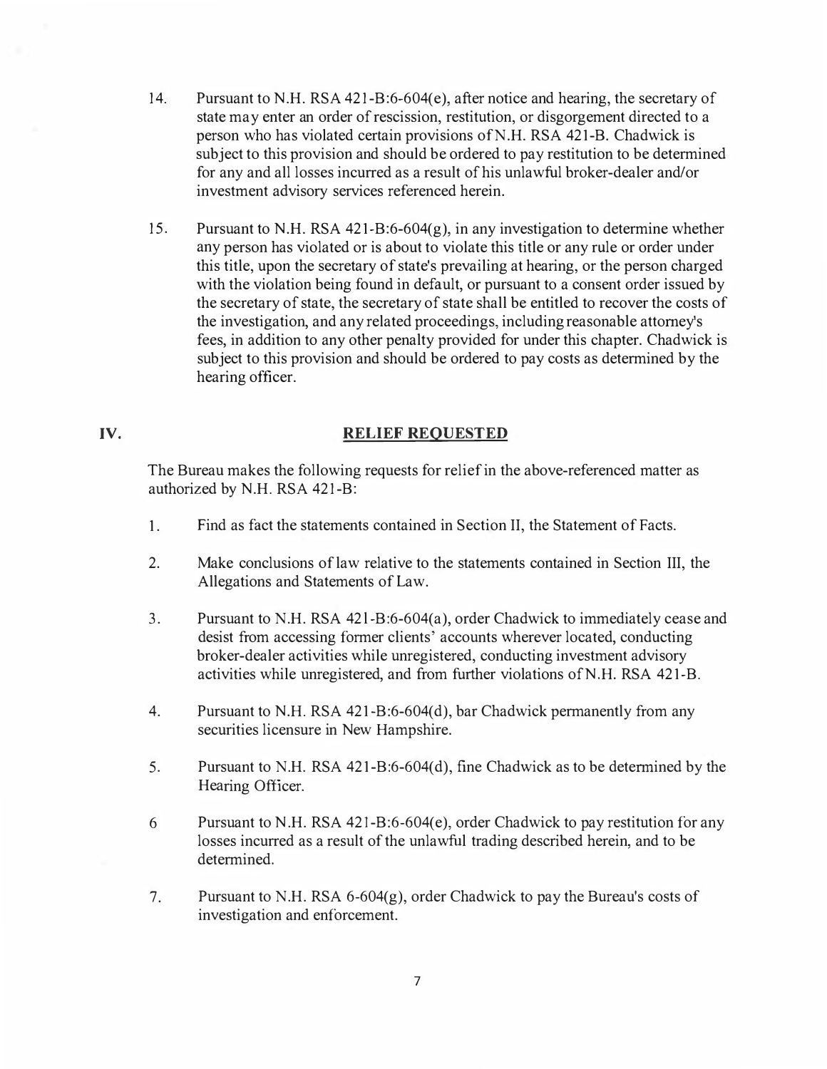14. Pursuant to N.H. RSA 421-B:6-604(e), after notice and hearing, the secretary of state may enter an order of rescission, restitution, or disgorgement directed to a person who has violated certain provisions of N.H. RSA 421-B. Chadwick is subject to this provision and should be ordered to pay restitution to be determined for any and all losses incurred as a result of his unlawful broker-dealer and/or investment advisory services referenced herein.

15. Pursuant to N.H. RSA 421-B:6-604(g), in any investigation to determine whether any person has violated or is about to violate this title or any rule or order under this title, upon the secretary of state's prevailing at hearing, or the person charged with the violation being found in default, or pursuant to a consent order issued by the secretary of state, the secretary of state shall be entitled to recover the costs of the investigation, and any related proceedings, including reasonable attorney's fees, in addition to any other penalty provided for under this chapter. Chadwick is subject to this provision and should be ordered to pay costs as determined by the hearing officer.

## IV. RELIEF REQUESTED

The Bureau makes the following requests for relief in the above-referenced matter as authorized by N.H. RSA 421-B:

1. Find as fact the statements contained in Section II, the Statement of Facts.

2. Make conclusions of law relative to the statements contained in Section III, the Allegations and Statements of Law.

3. Pursuant to N.H. RSA 421-B:6-604(a), order Chadwick to immediately cease and desist from accessing former clients' accounts wherever located, conducting broker-dealer activities while unregistered, conducting investment advisory activities while unregistered, and from further violations of N.H. RSA 421-B.

4. Pursuant to N.H. RSA 421-B:6-604(d), bar Chadwick permanently from any securities licensure in New Hampshire.

5. Pursuant to N.H. RSA 421-B:6-604(d), fine Chadwick as to be determined by the Hearing Officer.

6 Pursuant to N.H. RSA 421-B:6-604(e), order Chadwick to pay restitution for any losses incurred as a result of the unlawful trading described herein, and to be determined.

7. Pursuant to N.H. RSA 6-604(g), order Chadwick to pay the Bureau's costs of investigation and enforcement.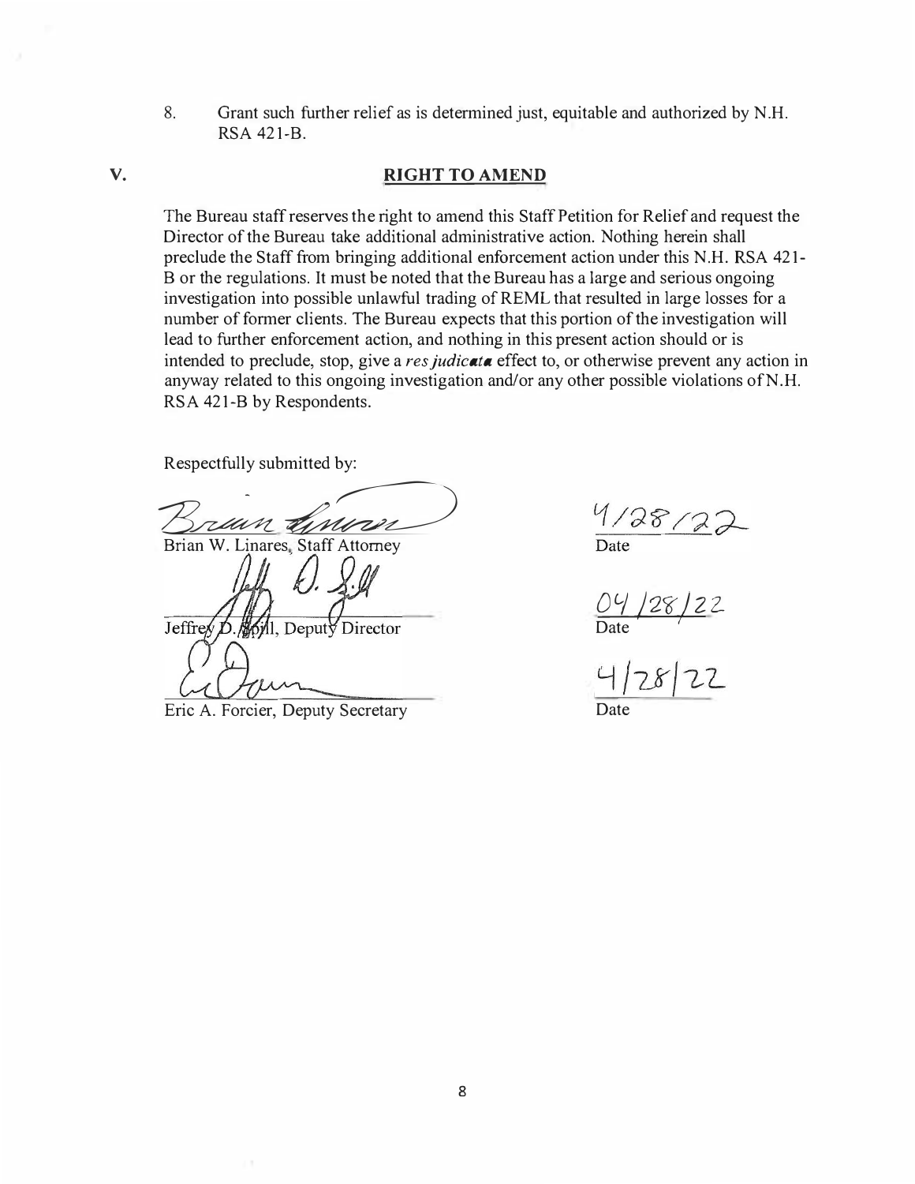8. Grant such further relief as is determined just, equitable and authorized by N.H. RSA 421-B.

## V. RIGHT TO AMEND

The Bureau staff reserves the right to amend this Staff Petition for Relief and request the Director of the Bureau take additional administrative action. Nothing herein shall preclude the Staff from bringing additional enforcement action under this N.H. RSA 421-B or the regulations. It must be noted that the Bureau has a large and serious ongoing investigation into possible unlawful trading of REML that resulted in large losses for a number of former clients. The Bureau expects that this portion of the investigation will lead to further enforcement action, and nothing in this present action should or is intended to preclude, stop, give a *res judicata* effect to, or otherwise prevent any action in anyway related to this ongoing investigation and/or any other possible violations of N.H. RSA 421-B by Respondents.

Respectfully submitted by:

Brian W. Linares, Staff Attorney — Date: 4/28/22

Jeffrey D. Spill, Deputy Director — Date: 04/28/22

Eric A. Forcier, Deputy Secretary — Date: 4/28/22